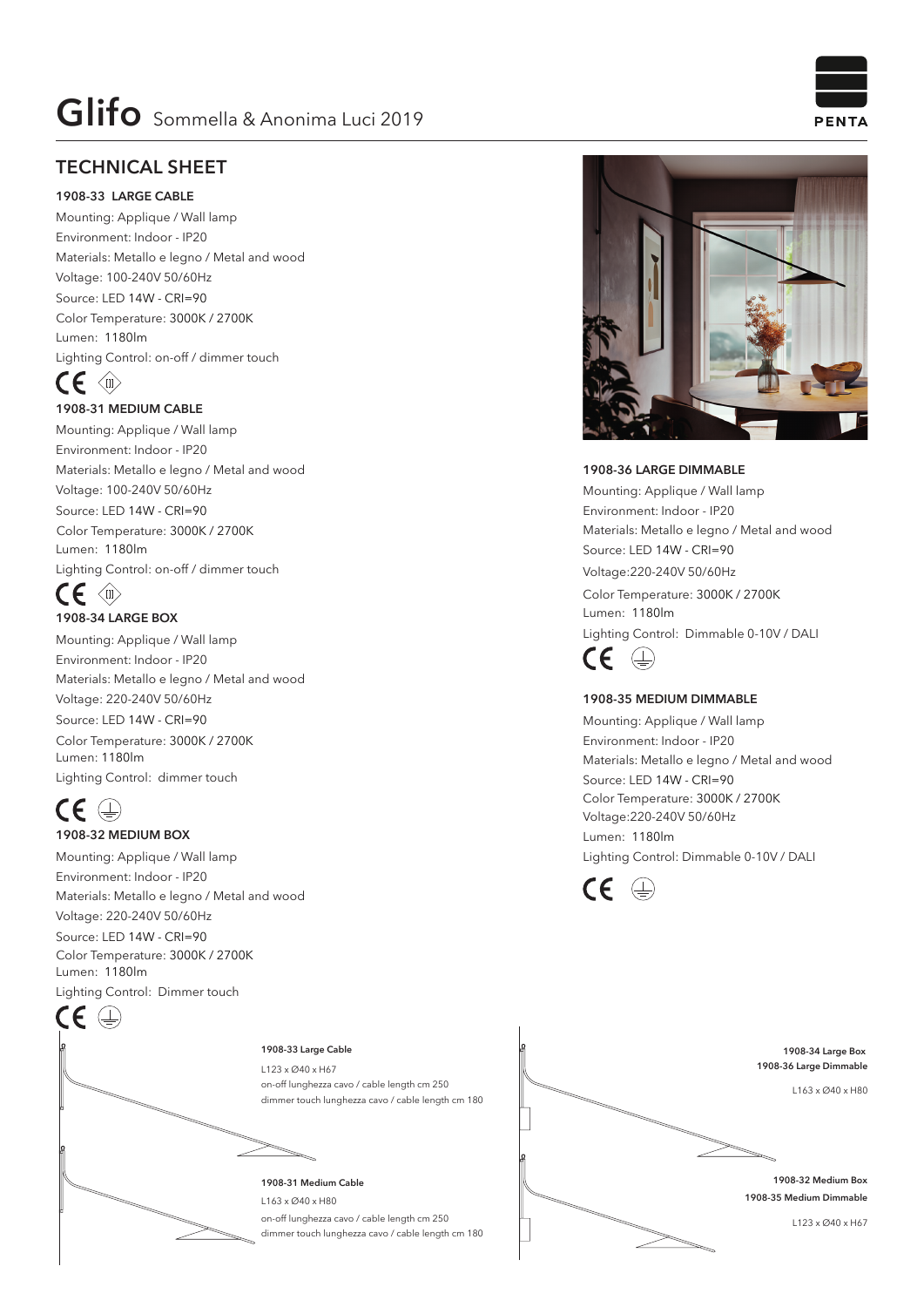# Glifo Sommella & Anonima Luci 2019

PENTA

## TECHNICAL SHEET

### 1908-33 LARGE CABLE

Mounting: Applique / Wall lamp
Environment: Indoor - IP20
Materials: Metallo e legno / Metal and wood
Voltage: 100-240V 50/60Hz
Source: LED 14W - CRI=90
Color Temperature: 3000K / 2700K
Lumen: 1180lm
Lighting Control: on-off / dimmer touch

### 1908-31 MEDIUM CABLE

Mounting: Applique / Wall lamp
Environment: Indoor - IP20
Materials: Metallo e legno / Metal and wood
Voltage: 100-240V 50/60Hz
Source: LED 14W - CRI=90
Color Temperature: 3000K / 2700K
Lumen: 1180lm
Lighting Control: on-off / dimmer touch

### 1908-34 LARGE BOX

Mounting: Applique / Wall lamp
Environment: Indoor - IP20
Materials: Metallo e legno / Metal and wood
Voltage: 220-240V 50/60Hz
Source: LED 14W - CRI=90
Color Temperature: 3000K / 2700K
Lumen: 1180lm
Lighting Control: dimmer touch

### 1908-32 MEDIUM BOX

Mounting: Applique / Wall lamp
Environment: Indoor - IP20
Materials: Metallo e legno / Metal and wood
Voltage: 220-240V 50/60Hz
Source: LED 14W - CRI=90
Color Temperature: 3000K / 2700K
Lumen: 1180lm
Lighting Control: Dimmer touch

### 1908-36 LARGE DIMMABLE

Mounting: Applique / Wall lamp
Environment: Indoor - IP20
Materials: Metallo e legno / Metal and wood
Source: LED 14W - CRI=90
Voltage:220-240V 50/60Hz
Color Temperature: 3000K / 2700K
Lumen: 1180lm
Lighting Control: Dimmable 0-10V / DALI

### 1908-35 MEDIUM DIMMABLE

Mounting: Applique / Wall lamp
Environment: Indoor - IP20
Materials: Metallo e legno / Metal and wood
Source: LED 14W - CRI=90
Color Temperature: 3000K / 2700K
Voltage:220-240V 50/60Hz
Lumen: 1180lm
Lighting Control: Dimmable 0-10V / DALI

**1908-33 Large Cable**
L123 x Ø40 x H67
on-off lunghezza cavo / cable length cm 250
dimmer touch lunghezza cavo / cable length cm 180

**1908-31 Medium Cable**
L163 x Ø40 x H80
on-off lunghezza cavo / cable length cm 250
dimmer touch lunghezza cavo / cable length cm 180

**1908-34 Large Box**
**1908-36 Large Dimmable**
L163 x Ø40 x H80

**1908-32 Medium Box**
**1908-35 Medium Dimmable**
L123 x Ø40 x H67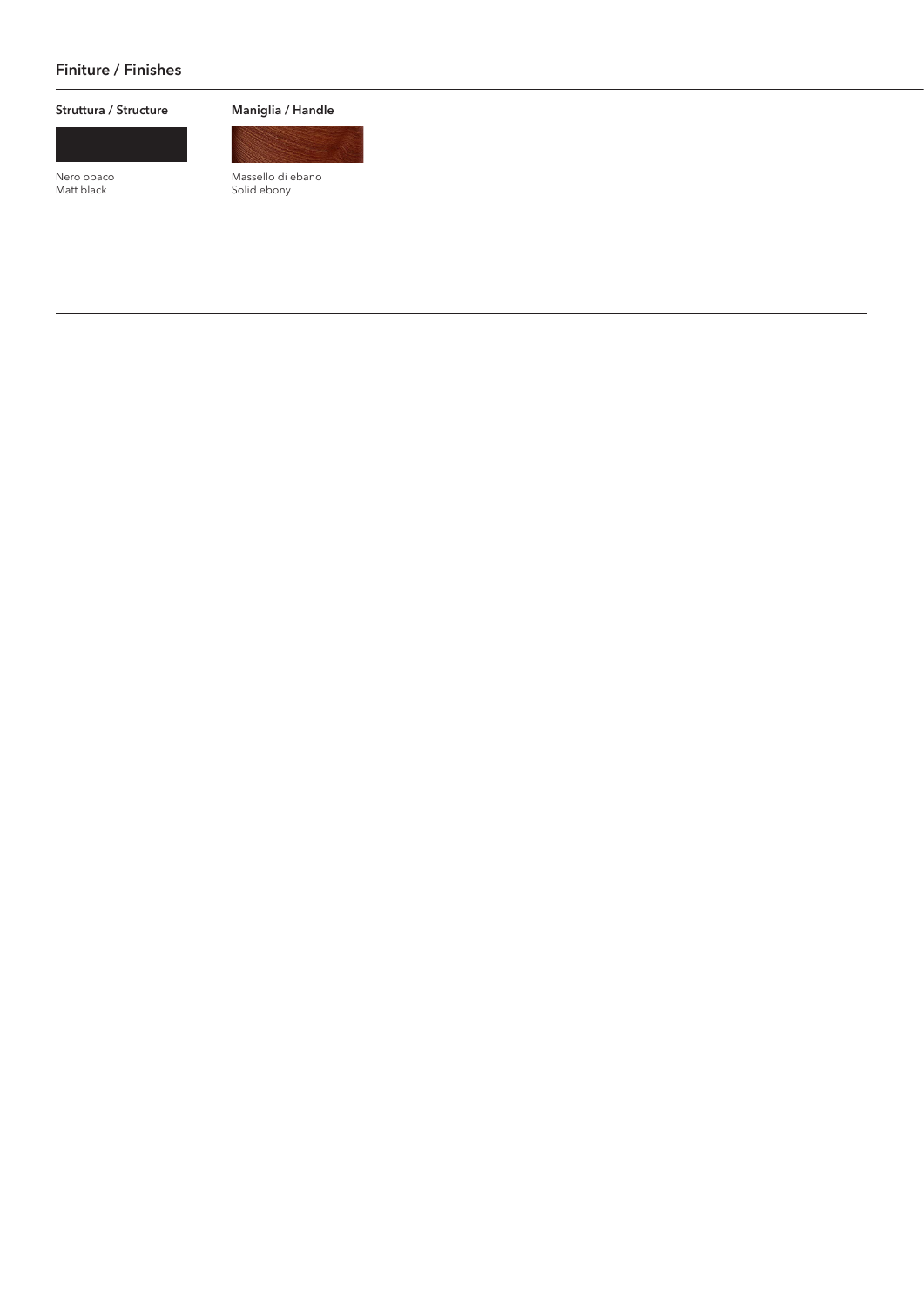## Finiture / Finishes

| Struttura / Structure | Maniglia / Handle |
| --- | --- |
| Nero opaco<br>Matt black | Massello di ebano<br>Solid ebony |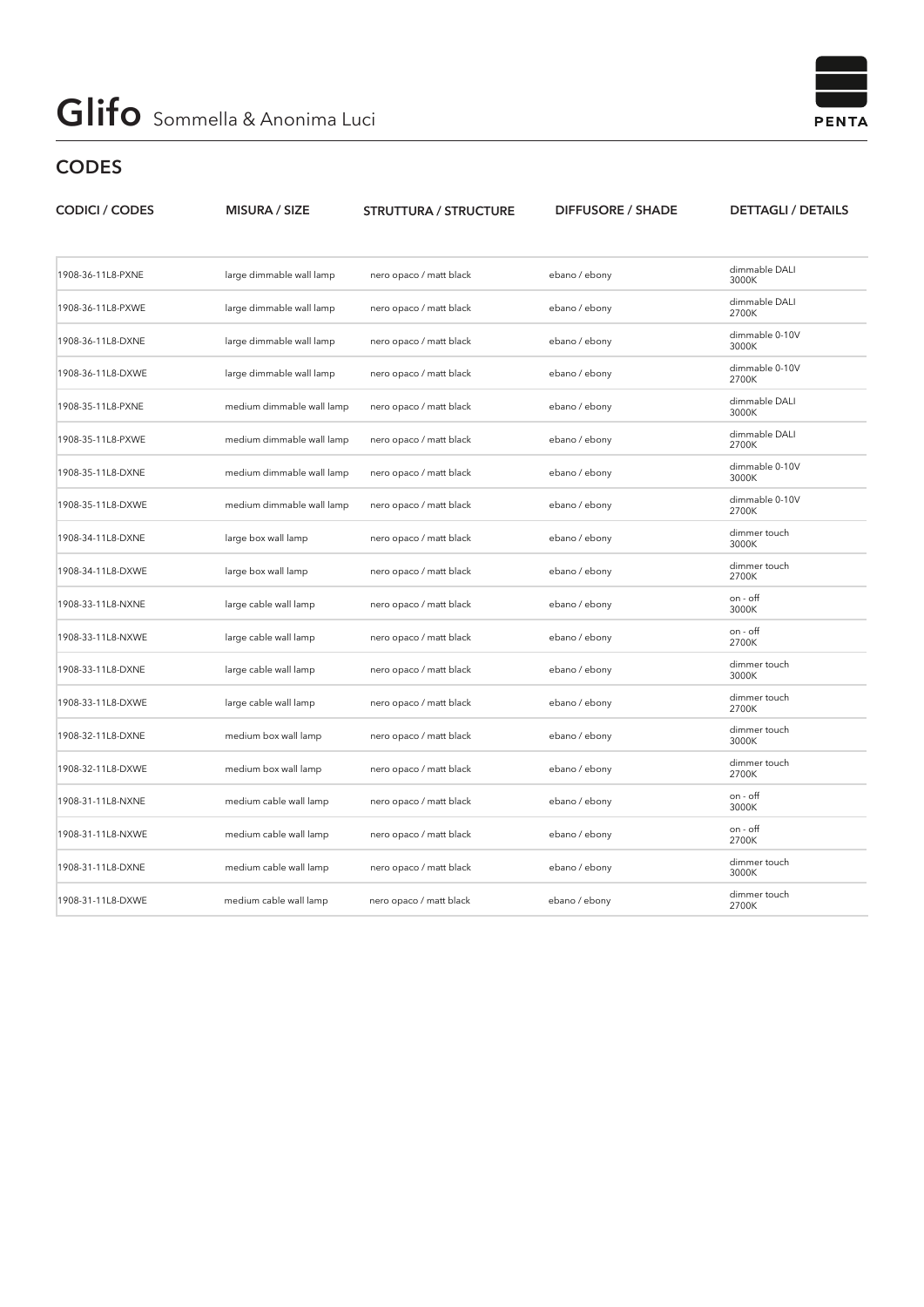# Glifo Sommella & Anonima Luci

## CODES

| CODICI / CODES | MISURA / SIZE | STRUTTURA / STRUCTURE | DIFFUSORE / SHADE | DETTAGLI / DETAILS |
|---|---|---|---|---|
| 1908-36-11L8-PXNE | large dimmable wall lamp | nero opaco / matt black | ebano / ebony | dimmable DALI 3000K |
| 1908-36-11L8-PXWE | large dimmable wall lamp | nero opaco / matt black | ebano / ebony | dimmable DALI 2700K |
| 1908-36-11L8-DXNE | large dimmable wall lamp | nero opaco / matt black | ebano / ebony | dimmable 0-10V 3000K |
| 1908-36-11L8-DXWE | large dimmable wall lamp | nero opaco / matt black | ebano / ebony | dimmable 0-10V 2700K |
| 1908-35-11L8-PXNE | medium dimmable wall lamp | nero opaco / matt black | ebano / ebony | dimmable DALI 3000K |
| 1908-35-11L8-PXWE | medium dimmable wall lamp | nero opaco / matt black | ebano / ebony | dimmable DALI 2700K |
| 1908-35-11L8-DXNE | medium dimmable wall lamp | nero opaco / matt black | ebano / ebony | dimmable 0-10V 3000K |
| 1908-35-11L8-DXWE | medium dimmable wall lamp | nero opaco / matt black | ebano / ebony | dimmable 0-10V 2700K |
| 1908-34-11L8-DXNE | large box wall lamp | nero opaco / matt black | ebano / ebony | dimmer touch 3000K |
| 1908-34-11L8-DXWE | large box wall lamp | nero opaco / matt black | ebano / ebony | dimmer touch 2700K |
| 1908-33-11L8-NXNE | large cable wall lamp | nero opaco / matt black | ebano / ebony | on - off 3000K |
| 1908-33-11L8-NXWE | large cable wall lamp | nero opaco / matt black | ebano / ebony | on - off 2700K |
| 1908-33-11L8-DXNE | large cable wall lamp | nero opaco / matt black | ebano / ebony | dimmer touch 3000K |
| 1908-33-11L8-DXWE | large cable wall lamp | nero opaco / matt black | ebano / ebony | dimmer touch 2700K |
| 1908-32-11L8-DXNE | medium box wall lamp | nero opaco / matt black | ebano / ebony | dimmer touch 3000K |
| 1908-32-11L8-DXWE | medium box wall lamp | nero opaco / matt black | ebano / ebony | dimmer touch 2700K |
| 1908-31-11L8-NXNE | medium cable wall lamp | nero opaco / matt black | ebano / ebony | on - off 3000K |
| 1908-31-11L8-NXWE | medium cable wall lamp | nero opaco / matt black | ebano / ebony | on - off 2700K |
| 1908-31-11L8-DXNE | medium cable wall lamp | nero opaco / matt black | ebano / ebony | dimmer touch 3000K |
| 1908-31-11L8-DXWE | medium cable wall lamp | nero opaco / matt black | ebano / ebony | dimmer touch 2700K |